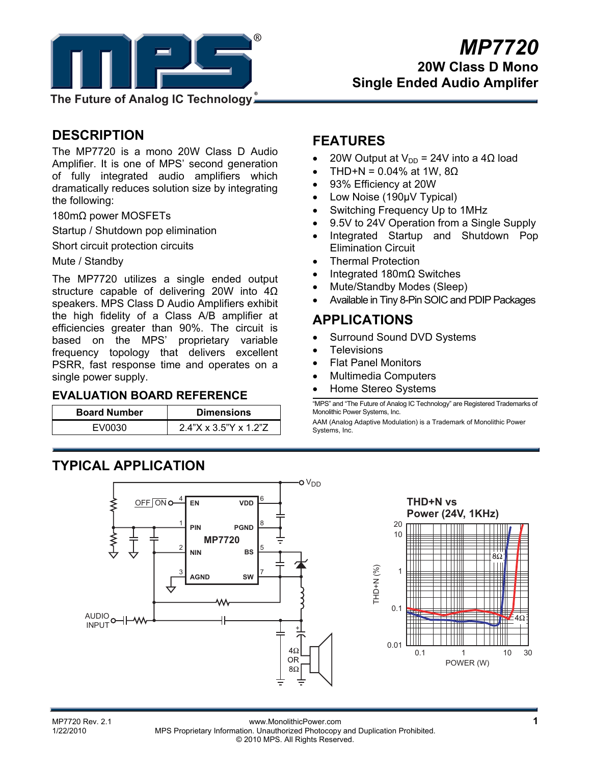# MP7720

## 20W Class D Mono Single Ended Audio Amplifer

The Future of Analog IC Technology

## DESCRIPTION

The MP7720 is a mono 20W Class D Audio Amplifier. It is one of MPS' second generation of fully integrated audio amplifiers which dramatically reduces solution size by integrating the following:

180mΩ power MOSFETs

Startup / Shutdown pop elimination

Short circuit protection circuits

Mute / Standby

The MP7720 utilizes a single ended output structure capable of delivering 20W into 4Ω speakers. MPS Class D Audio Amplifiers exhibit the high fidelity of a Class A/B amplifier at efficiencies greater than 90%. The circuit is based on the MPS' proprietary variable frequency topology that delivers excellent PSRR, fast response time and operates on a single power supply.

## EVALUATION BOARD REFERENCE

| Board Number | Dimensions |
|---|---|
| EV0030 | 2.4"X x 3.5"Y x 1.2"Z |

## FEATURES

- 20W Output at $V_{DD}$ = 24V into a 4Ω load
- THD+N = 0.04% at 1W, 8Ω
- 93% Efficiency at 20W
- Low Noise (190µV Typical)
- Switching Frequency Up to 1MHz
- 9.5V to 24V Operation from a Single Supply
- Integrated Startup and Shutdown Pop Elimination Circuit
- Thermal Protection
- Integrated 180mΩ Switches
- Mute/Standby Modes (Sleep)
- Available in Tiny 8-Pin SOIC and PDIP Packages

## APPLICATIONS

- Surround Sound DVD Systems
- Televisions
- Flat Panel Monitors
- Multimedia Computers
- Home Stereo Systems

"MPS" and "The Future of Analog IC Technology" are Registered Trademarks of Monolithic Power Systems, Inc.

AAM (Analog Adaptive Modulation) is a Trademark of Monolithic Power Systems, Inc.

## TYPICAL APPLICATION

THD+N vs Power (24V, 1KHz)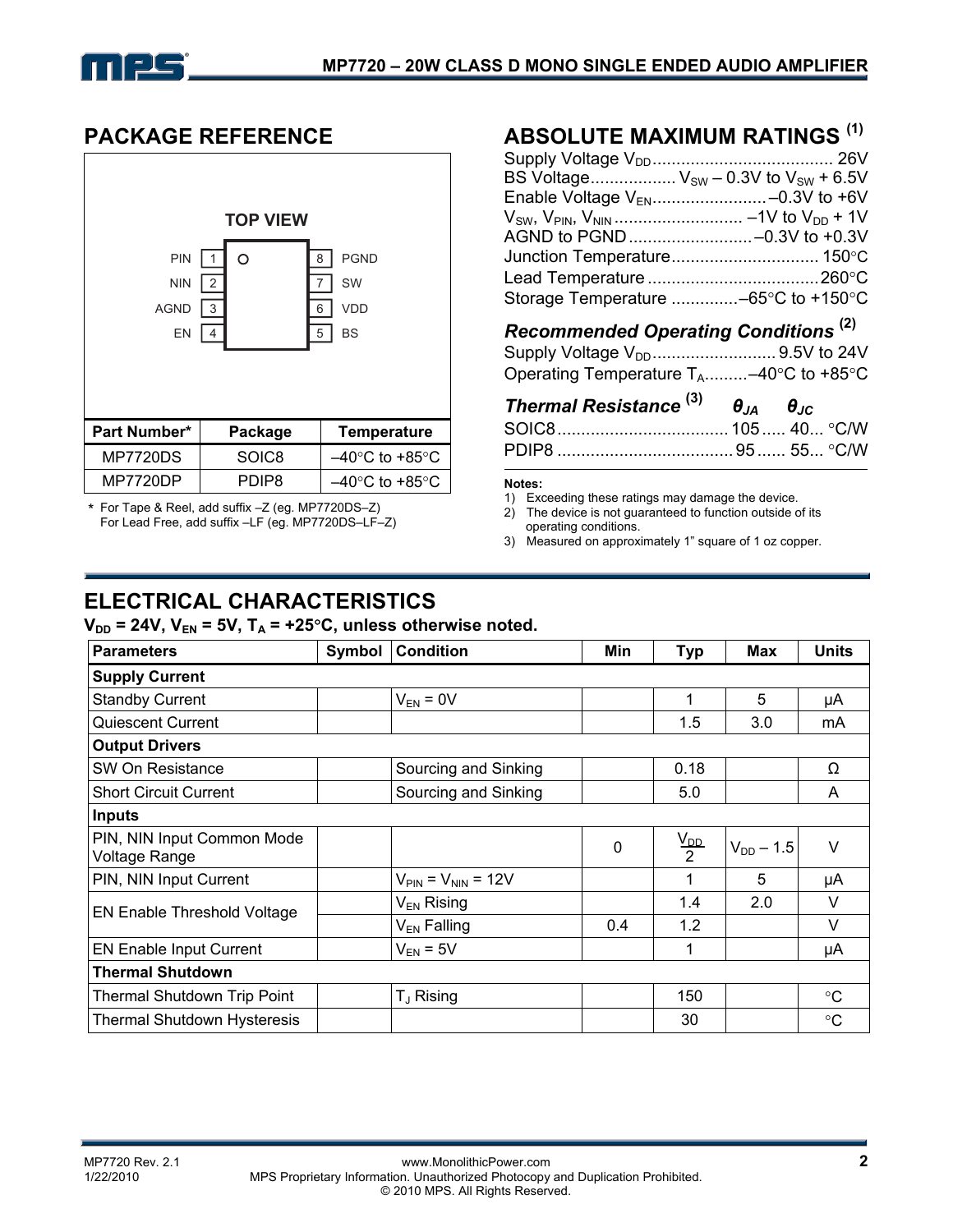## PACKAGE REFERENCE

TOP VIEW

| Pin | Name | Pin | Name |
|---|---|---|---|
| 1 | PIN | 8 | PGND |
| 2 | NIN | 7 | SW |
| 3 | AGND | 6 | VDD |
| 4 | EN | 5 | BS |

| Part Number* | Package | Temperature |
|---|---|---|
| MP7720DS | SOIC8 | –40°C to +85°C |
| MP7720DP | PDIP8 | –40°C to +85°C |

* For Tape & Reel, add suffix –Z (eg. MP7720DS–Z)
  For Lead Free, add suffix –LF (eg. MP7720DS–LF–Z)

## ABSOLUTE MAXIMUM RATINGS [(1)]

Supply Voltage $V_{DD}$ ...................................... 26V
BS Voltage.................. $V_{SW}$ – 0.3V to $V_{SW}$ + 6.5V
Enable Voltage $V_{EN}$ ........................ –0.3V to +6V
$V_{SW}$, $V_{PIN}$, $V_{NIN}$ ........................... –1V to $V_{DD}$ + 1V
AGND to PGND .......................... –0.3V to +0.3V
Junction Temperature ............................... 150°C
Lead Temperature .................................... 260°C
Storage Temperature .............. –65°C to +150°C

### *Recommended Operating Conditions* [(2)]

Supply Voltage $V_{DD}$ .......................... 9.5V to 24V
Operating Temperature $T_A$ ......... –40°C to +85°C

### *Thermal Resistance* [(3)]

| | $\theta_{JA}$ | $\theta_{JC}$ | |
|---|---|---|---|
| SOIC8 | 105 | 40 | °C/W |
| PDIP8 | 95 | 55 | °C/W |

**Notes:**

1) Exceeding these ratings may damage the device.
2) The device is not guaranteed to function outside of its operating conditions.
3) Measured on approximately 1” square of 1 oz copper.

## ELECTRICAL CHARACTERISTICS

**$V_{DD}$ = 24V, $V_{EN}$ = 5V, $T_A$ = +25°C, unless otherwise noted.**

| Parameters | Symbol | Condition | Min | Typ | Max | Units |
|---|---|---|---|---|---|---|
| **Supply Current** | | | | | | |
| Standby Current | | $V_{EN}$ = 0V | | 1 | 5 | µA |
| Quiescent Current | | | | 1.5 | 3.0 | mA |
| **Output Drivers** | | | | | | |
| SW On Resistance | | Sourcing and Sinking | | 0.18 | | Ω |
| Short Circuit Current | | Sourcing and Sinking | | 5.0 | | A |
| **Inputs** | | | | | | |
| PIN, NIN Input Common Mode Voltage Range | | | 0 | $\frac{V_{DD}}{2}$ | $V_{DD}$ – 1.5 | V |
| PIN, NIN Input Current | | $V_{PIN}$ = $V_{NIN}$ = 12V | | 1 | 5 | µA |
| EN Enable Threshold Voltage | | $V_{EN}$ Rising | | 1.4 | 2.0 | V |
| | | $V_{EN}$ Falling | 0.4 | 1.2 | | V |
| EN Enable Input Current | | $V_{EN}$ = 5V | | 1 | | µA |
| **Thermal Shutdown** | | | | | | |
| Thermal Shutdown Trip Point | | $T_J$ Rising | | 150 | | °C |
| Thermal Shutdown Hysteresis | | | | 30 | | °C |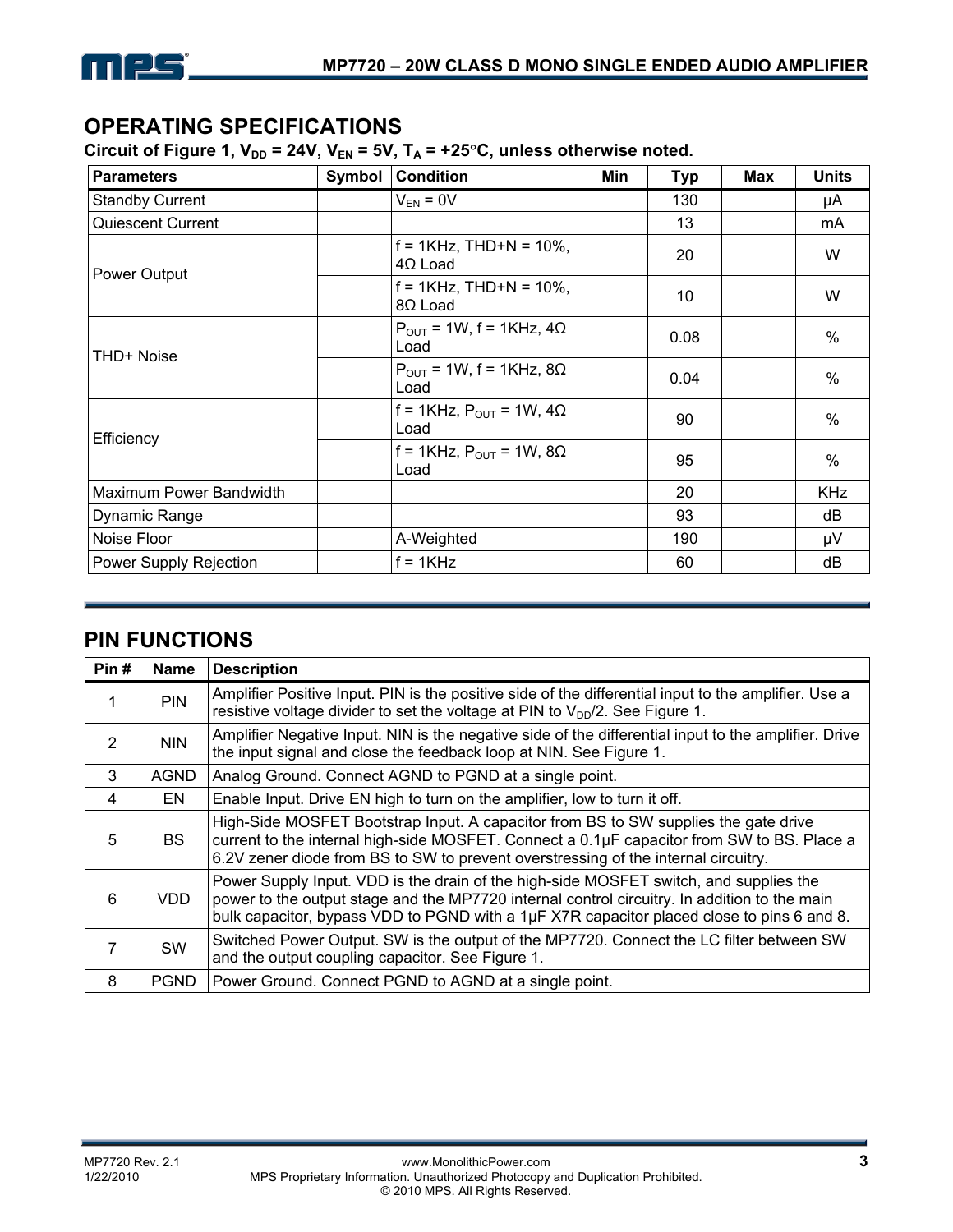## OPERATING SPECIFICATIONS

**Circuit of Figure 1, $V_{DD}$ = 24V, $V_{EN}$ = 5V, $T_A$ = +25°C, unless otherwise noted.**

| Parameters | Symbol | Condition | Min | Typ | Max | Units |
|---|---|---|---|---|---|---|
| Standby Current | | $V_{EN}$ = 0V | | 130 | | µA |
| Quiescent Current | | | | 13 | | mA |
| Power Output | | f = 1KHz, THD+N = 10%, 4Ω Load | | 20 | | W |
| | | f = 1KHz, THD+N = 10%, 8Ω Load | | 10 | | W |
| THD+ Noise | | $P_{OUT}$ = 1W, f = 1KHz, 4Ω Load | | 0.08 | | % |
| | | $P_{OUT}$ = 1W, f = 1KHz, 8Ω Load | | 0.04 | | % |
| Efficiency | | f = 1KHz, $P_{OUT}$ = 1W, 4Ω Load | | 90 | | % |
| | | f = 1KHz, $P_{OUT}$ = 1W, 8Ω Load | | 95 | | % |
| Maximum Power Bandwidth | | | | 20 | | KHz |
| Dynamic Range | | | | 93 | | dB |
| Noise Floor | | A-Weighted | | 190 | | µV |
| Power Supply Rejection | | f = 1KHz | | 60 | | dB |

## PIN FUNCTIONS

| Pin # | Name | Description |
|---|---|---|
| 1 | PIN | Amplifier Positive Input. PIN is the positive side of the differential input to the amplifier. Use a resistive voltage divider to set the voltage at PIN to $V_{DD}/2$. See Figure 1. |
| 2 | NIN | Amplifier Negative Input. NIN is the negative side of the differential input to the amplifier. Drive the input signal and close the feedback loop at NIN. See Figure 1. |
| 3 | AGND | Analog Ground. Connect AGND to PGND at a single point. |
| 4 | EN | Enable Input. Drive EN high to turn on the amplifier, low to turn it off. |
| 5 | BS | High-Side MOSFET Bootstrap Input. A capacitor from BS to SW supplies the gate drive current to the internal high-side MOSFET. Connect a 0.1µF capacitor from SW to BS. Place a 6.2V zener diode from BS to SW to prevent overstressing of the internal circuitry. |
| 6 | VDD | Power Supply Input. VDD is the drain of the high-side MOSFET switch, and supplies the power to the output stage and the MP7720 internal control circuitry. In addition to the main bulk capacitor, bypass VDD to PGND with a 1µF X7R capacitor placed close to pins 6 and 8. |
| 7 | SW | Switched Power Output. SW is the output of the MP7720. Connect the LC filter between SW and the output coupling capacitor. See Figure 1. |
| 8 | PGND | Power Ground. Connect PGND to AGND at a single point. |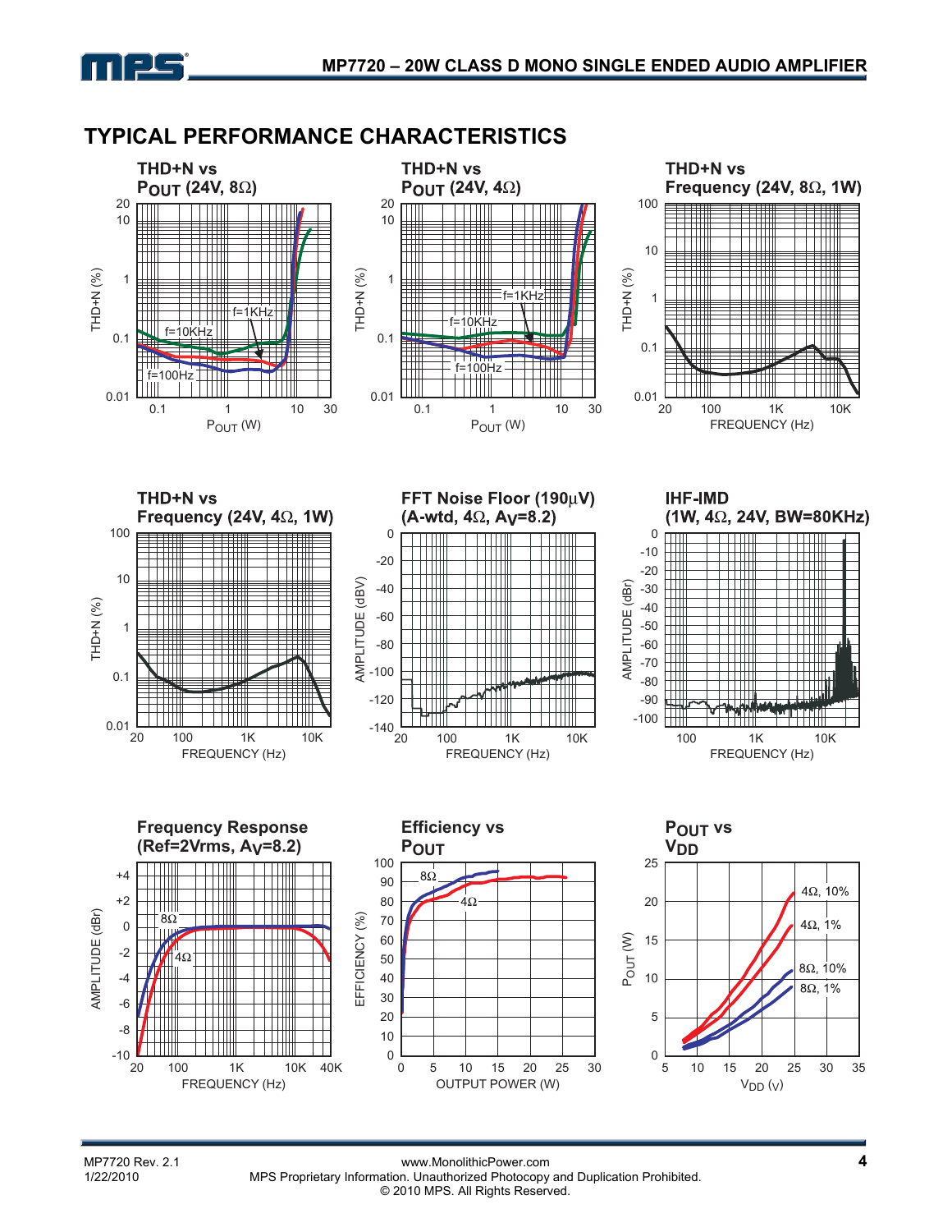## TYPICAL PERFORMANCE CHARACTERISTICS

**THD+N vs $P_{OUT}$ (24V, 8Ω)**

**THD+N vs $P_{OUT}$ (24V, 4Ω)**

**THD+N vs Frequency (24V, 8Ω, 1W)**

**THD+N vs Frequency (24V, 4Ω, 1W)**

**FFT Noise Floor (190µV) (A-wtd, 4Ω, $A_V$=8.2)**

**IHF-IMD (1W, 4Ω, 24V, BW=80KHz)**

**Frequency Response (Ref=2Vrms, $A_V$=8.2)**

**Efficiency vs $P_{OUT}$**

**$P_{OUT}$ vs $V_{DD}$**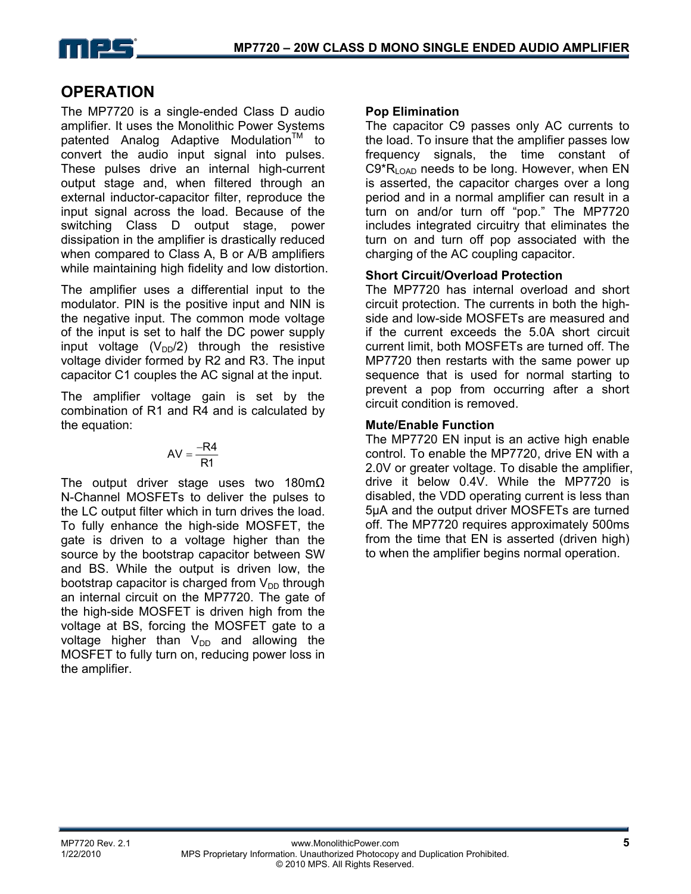## OPERATION

The MP7720 is a single-ended Class D audio amplifier. It uses the Monolithic Power Systems patented Analog Adaptive Modulation™ to convert the audio input signal into pulses. These pulses drive an internal high-current output stage and, when filtered through an external inductor-capacitor filter, reproduce the input signal across the load. Because of the switching Class D output stage, power dissipation in the amplifier is drastically reduced when compared to Class A, B or A/B amplifiers while maintaining high fidelity and low distortion.

The amplifier uses a differential input to the modulator. PIN is the positive input and NIN is the negative input. The common mode voltage of the input is set to half the DC power supply input voltage ($V_{DD}/2$) through the resistive voltage divider formed by R2 and R3. The input capacitor C1 couples the AC signal at the input.

The amplifier voltage gain is set by the combination of R1 and R4 and is calculated by the equation:

$$AV = \frac{-R4}{R1}$$

The output driver stage uses two 180mΩ N-Channel MOSFETs to deliver the pulses to the LC output filter which in turn drives the load. To fully enhance the high-side MOSFET, the gate is driven to a voltage higher than the source by the bootstrap capacitor between SW and BS. While the output is driven low, the bootstrap capacitor is charged from $V_{DD}$ through an internal circuit on the MP7720. The gate of the high-side MOSFET is driven high from the voltage at BS, forcing the MOSFET gate to a voltage higher than $V_{DD}$ and allowing the MOSFET to fully turn on, reducing power loss in the amplifier.

### Pop Elimination

The capacitor C9 passes only AC currents to the load. To insure that the amplifier passes low frequency signals, the time constant of $C9 \cdot R_{LOAD}$ needs to be long. However, when EN is asserted, the capacitor charges over a long period and in a normal amplifier can result in a turn on and/or turn off "pop." The MP7720 includes integrated circuitry that eliminates the turn on and turn off pop associated with the charging of the AC coupling capacitor.

### Short Circuit/Overload Protection

The MP7720 has internal overload and short circuit protection. The currents in both the high-side and low-side MOSFETs are measured and if the current exceeds the 5.0A short circuit current limit, both MOSFETs are turned off. The MP7720 then restarts with the same power up sequence that is used for normal starting to prevent a pop from occurring after a short circuit condition is removed.

### Mute/Enable Function

The MP7720 EN input is an active high enable control. To enable the MP7720, drive EN with a 2.0V or greater voltage. To disable the amplifier, drive it below 0.4V. While the MP7720 is disabled, the VDD operating current is less than 5µA and the output driver MOSFETs are turned off. The MP7720 requires approximately 500ms from the time that EN is asserted (driven high) to when the amplifier begins normal operation.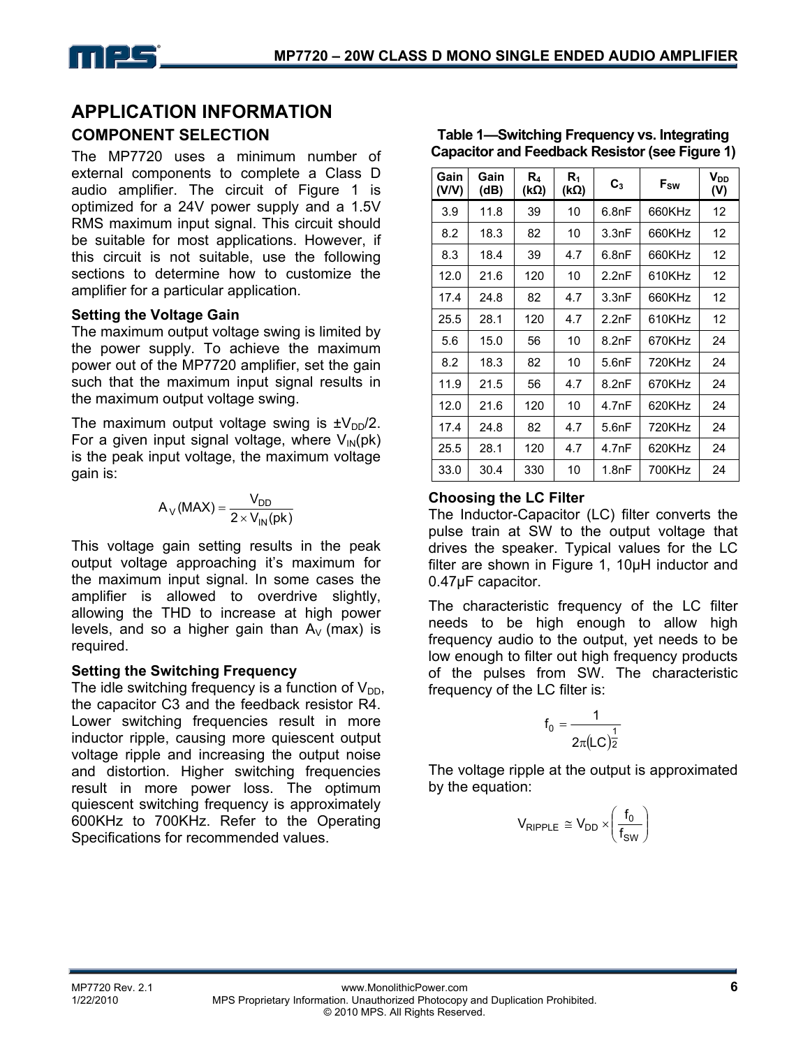## APPLICATION INFORMATION

### COMPONENT SELECTION

The MP7720 uses a minimum number of external components to complete a Class D audio amplifier. The circuit of Figure 1 is optimized for a 24V power supply and a 1.5V RMS maximum input signal. This circuit should be suitable for most applications. However, if this circuit is not suitable, use the following sections to determine how to customize the amplifier for a particular application.

**Setting the Voltage Gain**

The maximum output voltage swing is limited by the power supply. To achieve the maximum power out of the MP7720 amplifier, set the gain such that the maximum input signal results in the maximum output voltage swing.

The maximum output voltage swing is $\pm V_{DD}/2$. For a given input signal voltage, where $V_{IN}(pk)$ is the peak input voltage, the maximum voltage gain is:

$$A_V(MAX) = \frac{V_{DD}}{2 \times V_{IN}(pk)}$$

This voltage gain setting results in the peak output voltage approaching it's maximum for the maximum input signal. In some cases the amplifier is allowed to overdrive slightly, allowing the THD to increase at high power levels, and so a higher gain than $A_V$ (max) is required.

**Setting the Switching Frequency**

The idle switching frequency is a function of $V_{DD}$, the capacitor C3 and the feedback resistor R4. Lower switching frequencies result in more inductor ripple, causing more quiescent output voltage ripple and increasing the output noise and distortion. Higher switching frequencies result in more power loss. The optimum quiescent switching frequency is approximately 600KHz to 700KHz. Refer to the Operating Specifications for recommended values.

**Table 1—Switching Frequency vs. Integrating Capacitor and Feedback Resistor (see Figure 1)**

| Gain (V/V) | Gain (dB) | $R_4$ (kΩ) | $R_1$ (kΩ) | $C_3$ | $F_{SW}$ | $V_{DD}$ (V) |
|---|---|---|---|---|---|---|
| 3.9 | 11.8 | 39 | 10 | 6.8nF | 660KHz | 12 |
| 8.2 | 18.3 | 82 | 10 | 3.3nF | 660KHz | 12 |
| 8.3 | 18.4 | 39 | 4.7 | 6.8nF | 660KHz | 12 |
| 12.0 | 21.6 | 120 | 10 | 2.2nF | 610KHz | 12 |
| 17.4 | 24.8 | 82 | 4.7 | 3.3nF | 660KHz | 12 |
| 25.5 | 28.1 | 120 | 4.7 | 2.2nF | 610KHz | 12 |
| 5.6 | 15.0 | 56 | 10 | 8.2nF | 670KHz | 24 |
| 8.2 | 18.3 | 82 | 10 | 5.6nF | 720KHz | 24 |
| 11.9 | 21.5 | 56 | 4.7 | 8.2nF | 670KHz | 24 |
| 12.0 | 21.6 | 120 | 10 | 4.7nF | 620KHz | 24 |
| 17.4 | 24.8 | 82 | 4.7 | 5.6nF | 720KHz | 24 |
| 25.5 | 28.1 | 120 | 4.7 | 4.7nF | 620KHz | 24 |
| 33.0 | 30.4 | 330 | 10 | 1.8nF | 700KHz | 24 |

**Choosing the LC Filter**

The Inductor-Capacitor (LC) filter converts the pulse train at SW to the output voltage that drives the speaker. Typical values for the LC filter are shown in Figure 1, 10µH inductor and 0.47µF capacitor.

The characteristic frequency of the LC filter needs to be high enough to allow high frequency audio to the output, yet needs to be low enough to filter out high frequency products of the pulses from SW. The characteristic frequency of the LC filter is:

$$f_0 = \frac{1}{2\pi(LC)^{\frac{1}{2}}}$$

The voltage ripple at the output is approximated by the equation:

$$V_{RIPPLE} \cong V_{DD} \times \left(\frac{f_0}{f_{SW}}\right)$$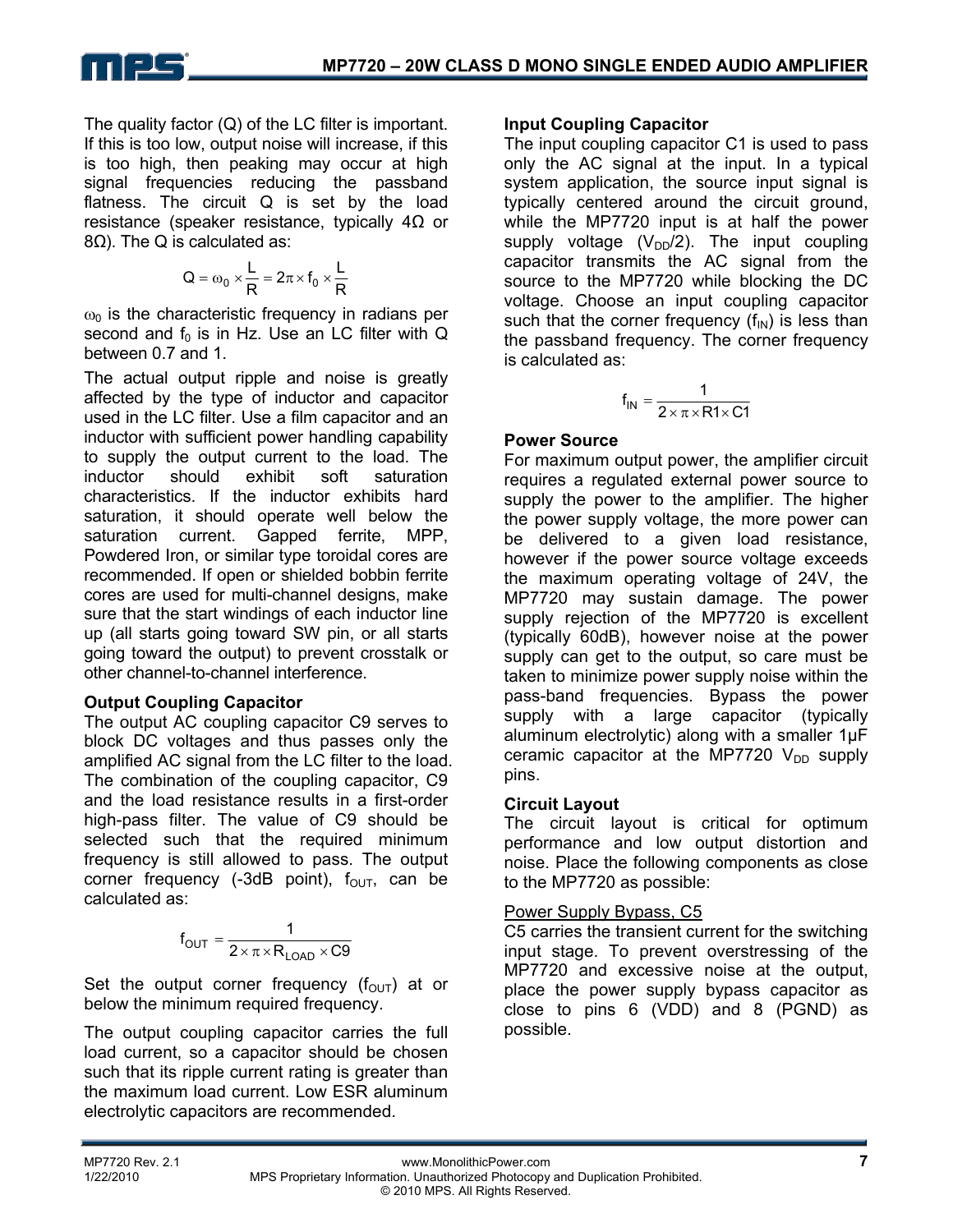The quality factor (Q) of the LC filter is important. If this is too low, output noise will increase, if this is too high, then peaking may occur at high signal frequencies reducing the passband flatness. The circuit Q is set by the load resistance (speaker resistance, typically 4Ω or 8Ω). The Q is calculated as:

$$Q = \omega_0 \times \frac{L}{R} = 2\pi \times f_0 \times \frac{L}{R}$$

$\omega_0$ is the characteristic frequency in radians per second and $f_0$ is in Hz. Use an LC filter with Q between 0.7 and 1.

The actual output ripple and noise is greatly affected by the type of inductor and capacitor used in the LC filter. Use a film capacitor and an inductor with sufficient power handling capability to supply the output current to the load. The inductor should exhibit soft saturation characteristics. If the inductor exhibits hard saturation, it should operate well below the saturation current. Gapped ferrite, MPP, Powdered Iron, or similar type toroidal cores are recommended. If open or shielded bobbin ferrite cores are used for multi-channel designs, make sure that the start windings of each inductor line up (all starts going toward SW pin, or all starts going toward the output) to prevent crosstalk or other channel-to-channel interference.

### Output Coupling Capacitor

The output AC coupling capacitor C9 serves to block DC voltages and thus passes only the amplified AC signal from the LC filter to the load. The combination of the coupling capacitor, C9 and the load resistance results in a first-order high-pass filter. The value of C9 should be selected such that the required minimum frequency is still allowed to pass. The output corner frequency (-3dB point), $f_{OUT}$, can be calculated as:

$$f_{OUT} = \frac{1}{2 \times \pi \times R_{LOAD} \times C9}$$

Set the output corner frequency ($f_{OUT}$) at or below the minimum required frequency.

The output coupling capacitor carries the full load current, so a capacitor should be chosen such that its ripple current rating is greater than the maximum load current. Low ESR aluminum electrolytic capacitors are recommended.

### Input Coupling Capacitor

The input coupling capacitor C1 is used to pass only the AC signal at the input. In a typical system application, the source input signal is typically centered around the circuit ground, while the MP7720 input is at half the power supply voltage ($V_{DD}/2$). The input coupling capacitor transmits the AC signal from the source to the MP7720 while blocking the DC voltage. Choose an input coupling capacitor such that the corner frequency ($f_{IN}$) is less than the passband frequency. The corner frequency is calculated as:

$$f_{IN} = \frac{1}{2 \times \pi \times R1 \times C1}$$

### Power Source

For maximum output power, the amplifier circuit requires a regulated external power source to supply the power to the amplifier. The higher the power supply voltage, the more power can be delivered to a given load resistance, however if the power source voltage exceeds the maximum operating voltage of 24V, the MP7720 may sustain damage. The power supply rejection of the MP7720 is excellent (typically 60dB), however noise at the power supply can get to the output, so care must be taken to minimize power supply noise within the pass-band frequencies. Bypass the power supply with a large capacitor (typically aluminum electrolytic) along with a smaller 1µF ceramic capacitor at the MP7720 $V_{DD}$ supply pins.

### Circuit Layout

The circuit layout is critical for optimum performance and low output distortion and noise. Place the following components as close to the MP7720 as possible:

Power Supply Bypass, C5

C5 carries the transient current for the switching input stage. To prevent overstressing of the MP7720 and excessive noise at the output, place the power supply bypass capacitor as close to pins 6 (VDD) and 8 (PGND) as possible.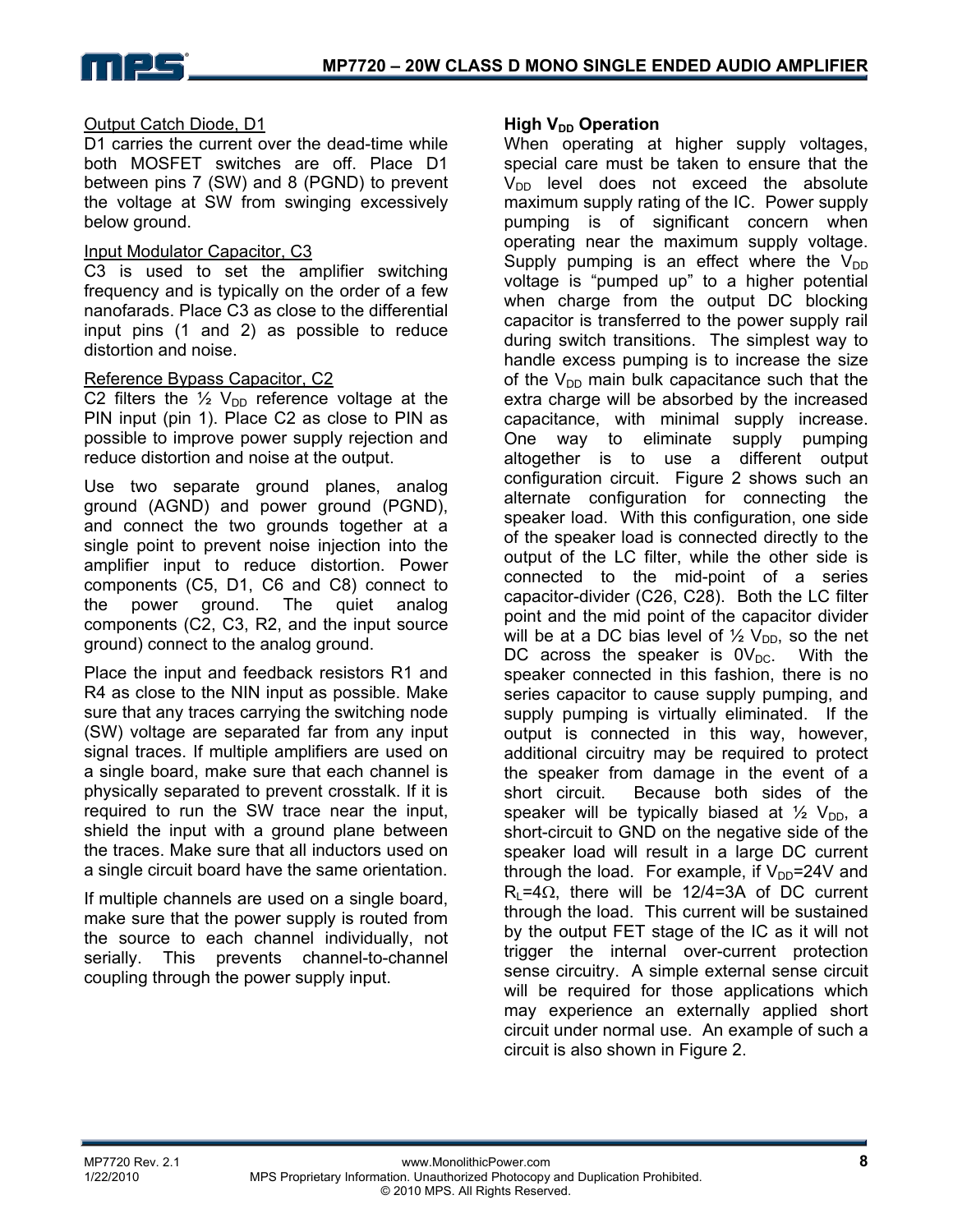Output Catch Diode, D1

D1 carries the current over the dead-time while both MOSFET switches are off. Place D1 between pins 7 (SW) and 8 (PGND) to prevent the voltage at SW from swinging excessively below ground.

Input Modulator Capacitor, C3

C3 is used to set the amplifier switching frequency and is typically on the order of a few nanofarads. Place C3 as close to the differential input pins (1 and 2) as possible to reduce distortion and noise.

Reference Bypass Capacitor, C2

C2 filters the ½ $V_{DD}$ reference voltage at the PIN input (pin 1). Place C2 as close to PIN as possible to improve power supply rejection and reduce distortion and noise at the output.

Use two separate ground planes, analog ground (AGND) and power ground (PGND), and connect the two grounds together at a single point to prevent noise injection into the amplifier input to reduce distortion. Power components (C5, D1, C6 and C8) connect to the power ground. The quiet analog components (C2, C3, R2, and the input source ground) connect to the analog ground.

Place the input and feedback resistors R1 and R4 as close to the NIN input as possible. Make sure that any traces carrying the switching node (SW) voltage are separated far from any input signal traces. If multiple amplifiers are used on a single board, make sure that each channel is physically separated to prevent crosstalk. If it is required to run the SW trace near the input, shield the input with a ground plane between the traces. Make sure that all inductors used on a single circuit board have the same orientation.

If multiple channels are used on a single board, make sure that the power supply is routed from the source to each channel individually, not serially. This prevents channel-to-channel coupling through the power supply input.

**High $V_{DD}$ Operation**

When operating at higher supply voltages, special care must be taken to ensure that the $V_{DD}$ level does not exceed the absolute maximum supply rating of the IC. Power supply pumping is of significant concern when operating near the maximum supply voltage. Supply pumping is an effect where the $V_{DD}$ voltage is "pumped up" to a higher potential when charge from the output DC blocking capacitor is transferred to the power supply rail during switch transitions. The simplest way to handle excess pumping is to increase the size of the $V_{DD}$ main bulk capacitance such that the extra charge will be absorbed by the increased capacitance, with minimal supply increase. One way to eliminate supply pumping altogether is to use a different output configuration circuit. Figure 2 shows such an alternate configuration for connecting the speaker load. With this configuration, one side of the speaker load is connected directly to the output of the LC filter, while the other side is connected to the mid-point of a series capacitor-divider (C26, C28). Both the LC filter point and the mid point of the capacitor divider will be at a DC bias level of ½ $V_{DD}$, so the net DC across the speaker is $0V_{DC}$. With the speaker connected in this fashion, there is no series capacitor to cause supply pumping, and supply pumping is virtually eliminated. If the output is connected in this way, however, additional circuitry may be required to protect the speaker from damage in the event of a short circuit. Because both sides of the speaker will be typically biased at ½ $V_{DD}$, a short-circuit to GND on the negative side of the speaker load will result in a large DC current through the load. For example, if $V_{DD}$=24V and $R_L$=4Ω, there will be 12/4=3A of DC current through the load. This current will be sustained by the output FET stage of the IC as it will not trigger the internal over-current protection sense circuitry. A simple external sense circuit will be required for those applications which may experience an externally applied short circuit under normal use. An example of such a circuit is also shown in Figure 2.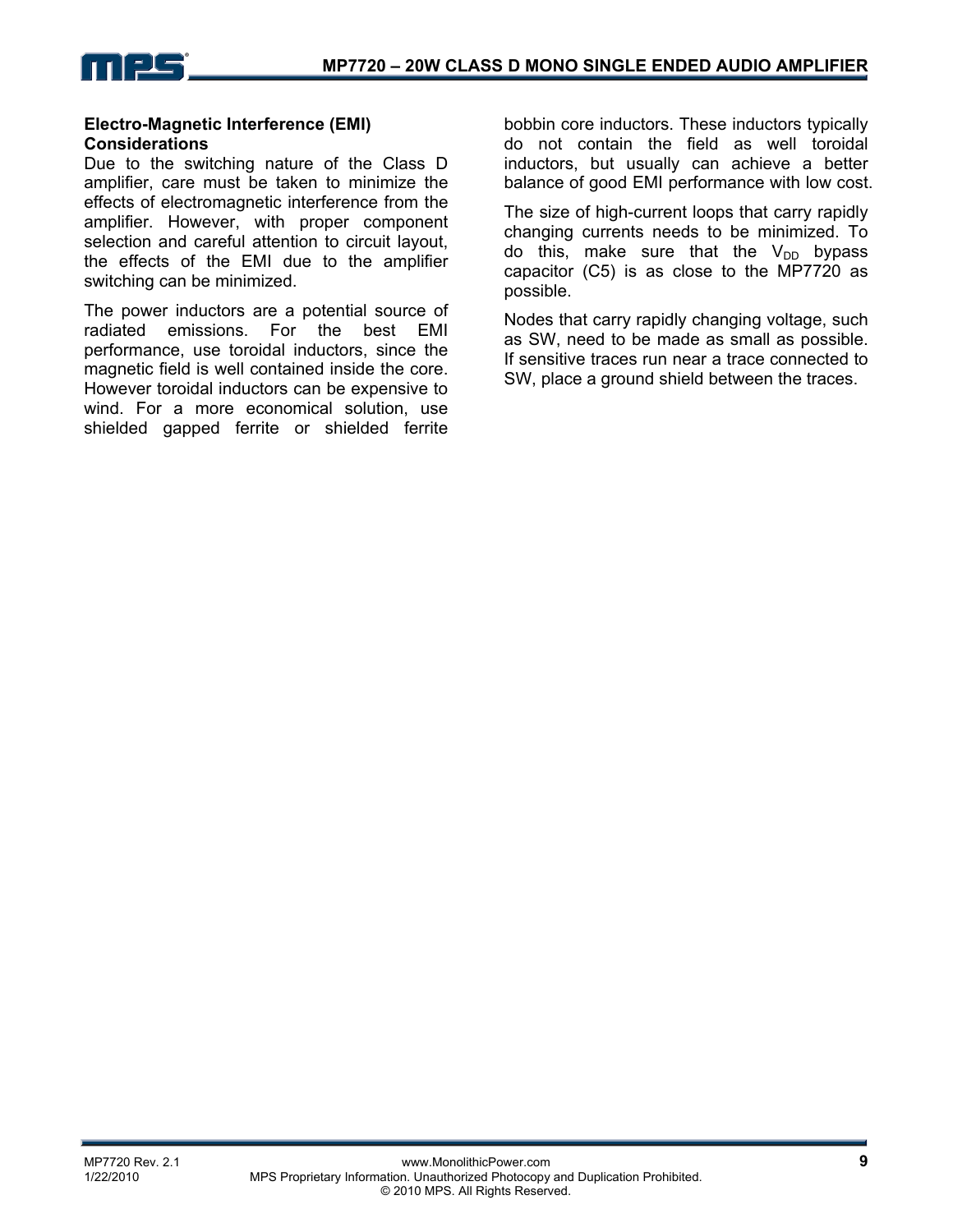### Electro-Magnetic Interference (EMI) Considerations

Due to the switching nature of the Class D amplifier, care must be taken to minimize the effects of electromagnetic interference from the amplifier. However, with proper component selection and careful attention to circuit layout, the effects of the EMI due to the amplifier switching can be minimized.

The power inductors are a potential source of radiated emissions. For the best EMI performance, use toroidal inductors, since the magnetic field is well contained inside the core. However toroidal inductors can be expensive to wind. For a more economical solution, use shielded gapped ferrite or shielded ferrite bobbin core inductors. These inductors typically do not contain the field as well toroidal inductors, but usually can achieve a better balance of good EMI performance with low cost.

The size of high-current loops that carry rapidly changing currents needs to be minimized. To do this, make sure that the $V_{DD}$ bypass capacitor (C5) is as close to the MP7720 as possible.

Nodes that carry rapidly changing voltage, such as SW, need to be made as small as possible. If sensitive traces run near a trace connected to SW, place a ground shield between the traces.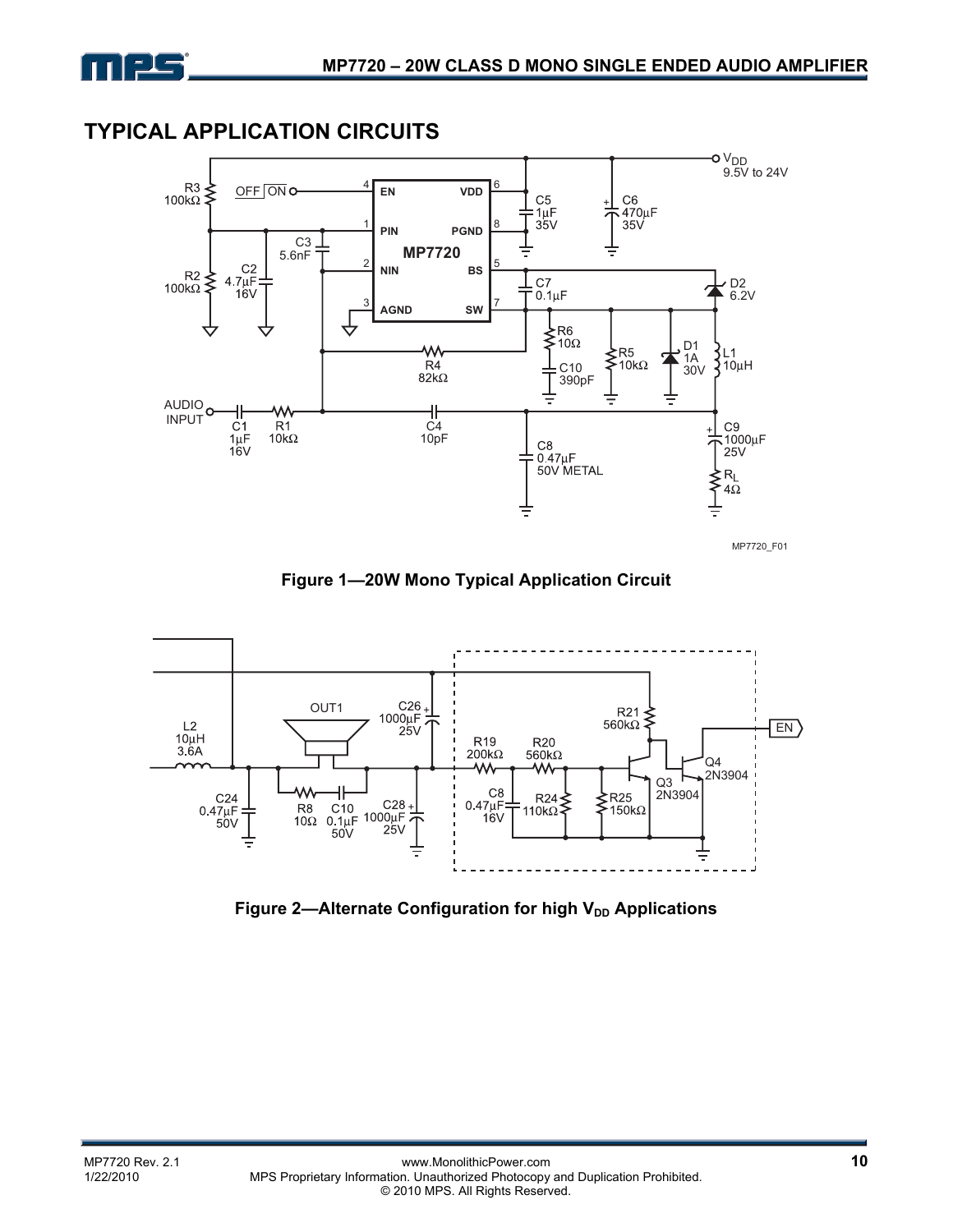## TYPICAL APPLICATION CIRCUITS

**Figure 1—20W Mono Typical Application Circuit**

**Figure 2—Alternate Configuration for high $V_{DD}$ Applications**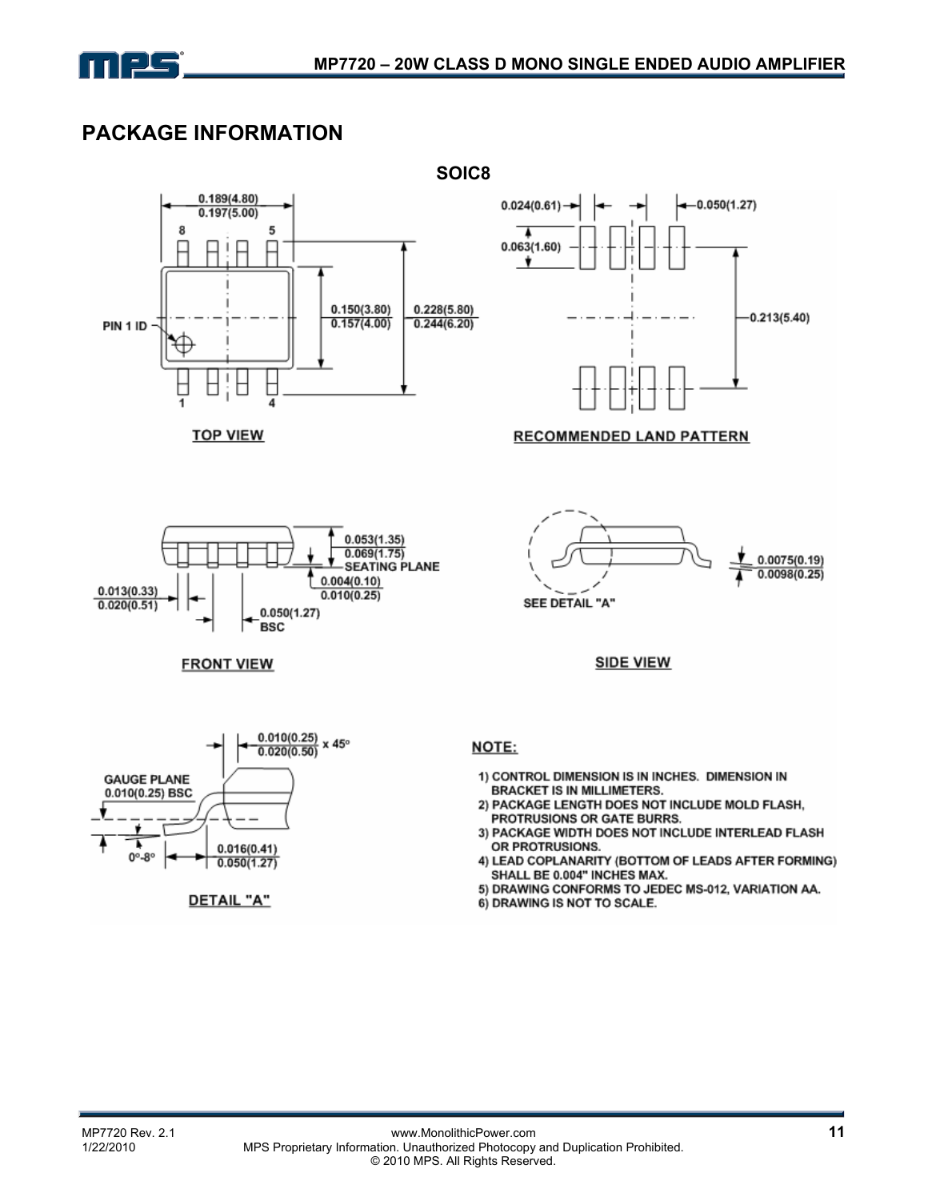## PACKAGE INFORMATION

### SOIC8

TOP VIEW

0.189(4.80) / 0.197(5.00)

0.150(3.80) / 0.157(4.00)

0.228(5.80) / 0.244(6.20)

PIN 1 ID

RECOMMENDED LAND PATTERN

0.024(0.61)

0.050(1.27)

0.063(1.60)

0.213(5.40)

FRONT VIEW

0.053(1.35) / 0.069(1.75)

SEATING PLANE

0.004(0.10) / 0.010(0.25)

0.013(0.33) / 0.020(0.51)

0.050(1.27) BSC

SIDE VIEW

SEE DETAIL "A"

0.0075(0.19) / 0.0098(0.25)

DETAIL "A"

0.010(0.25) / 0.020(0.50) x 45°

GAUGE PLANE 0.010(0.25) BSC

0°-8°

0.016(0.41) / 0.050(1.27)

**NOTE:**

1) CONTROL DIMENSION IS IN INCHES. DIMENSION IN BRACKET IS IN MILLIMETERS.
2) PACKAGE LENGTH DOES NOT INCLUDE MOLD FLASH, PROTRUSIONS OR GATE BURRS.
3) PACKAGE WIDTH DOES NOT INCLUDE INTERLEAD FLASH OR PROTRUSIONS.
4) LEAD COPLANARITY (BOTTOM OF LEADS AFTER FORMING) SHALL BE 0.004" INCHES MAX.
5) DRAWING CONFORMS TO JEDEC MS-012, VARIATION AA.
6) DRAWING IS NOT TO SCALE.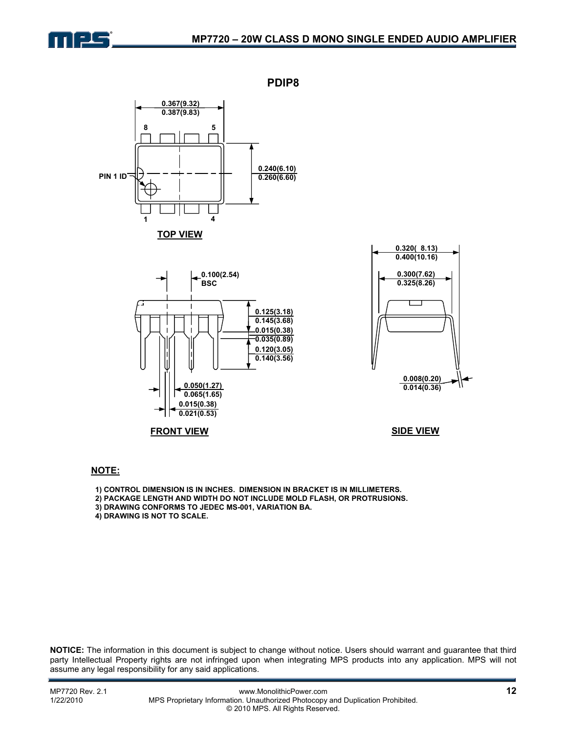## PDIP8

0.367(9.32)
0.387(9.83)

8 5

PIN 1 ID

0.240(6.10)
0.260(6.60)

1 4

TOP VIEW

0.100(2.54)
BSC

0.125(3.18)
0.145(3.68)
0.015(0.38)
0.035(0.89)
0.120(3.05)
0.140(3.56)

0.050(1.27)
0.065(1.65)
0.015(0.38)
0.021(0.53)

FRONT VIEW

0.320( 8.13)
0.400(10.16)

0.300(7.62)
0.325(8.26)

0.008(0.20)
0.014(0.36)

SIDE VIEW

**NOTE:**

1) CONTROL DIMENSION IS IN INCHES. DIMENSION IN BRACKET IS IN MILLIMETERS.
2) PACKAGE LENGTH AND WIDTH DO NOT INCLUDE MOLD FLASH, OR PROTRUSIONS.
3) DRAWING CONFORMS TO JEDEC MS-001, VARIATION BA.
4) DRAWING IS NOT TO SCALE.

**NOTICE:** The information in this document is subject to change without notice. Users should warrant and guarantee that third party Intellectual Property rights are not infringed upon when integrating MPS products into any application. MPS will not assume any legal responsibility for any said applications.